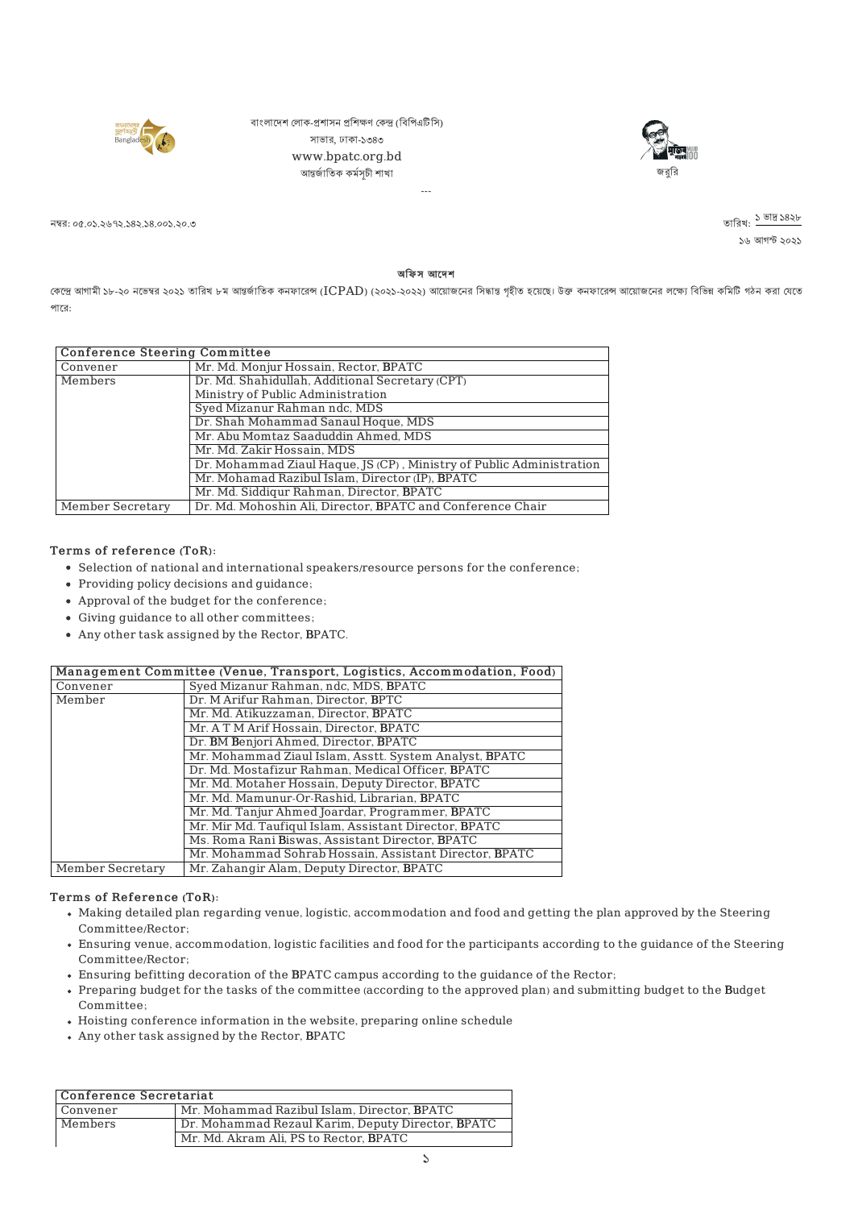বাংলাদেশ লোক-প্রশাসন প্রশিক্ষণ কেন্দ্র (বিপিএটিসি)
সাভার, ঢাকা-১৩৪৩
www.bpatc.org.bd
আন্তর্জাতিক কর্মসূচী শাখা

জরুরি

---

নম্বর: ০৫.০১.২৬৭২.১৪২.১৪.০০১.২০.৩

তারিখ: ১ ভাদ্র ১৪২৮
১৬ আগস্ট ২০২১

## অফিস আদেশ

কেন্দ্রে আগামী ১৮-২০ নভেম্বর ২০২১ তারিখ ৮ম আন্তর্জাতিক কনফারেন্স (ICPAD) (২০২১-২০২২) আয়োজনের সিদ্ধান্ত গৃহীত হয়েছে। উক্ত কনফারেন্স আয়োজনের লক্ষ্যে বিভিন্ন কমিটি গঠন করা যেতে পারে:

| Conference Steering Committee | |
|---|---|
| Convener | Mr. Md. Monjur Hossain, Rector, BPATC |
| Members | Dr. Md. Shahidullah, Additional Secretary (CPT) Ministry of Public Administration |
| | Syed Mizanur Rahman ndc, MDS |
| | Dr. Shah Mohammad Sanaul Hoque, MDS |
| | Mr. Abu Momtaz Saaduddin Ahmed, MDS |
| | Mr. Md. Zakir Hossain, MDS |
| | Dr. Mohammad Ziaul Haque, JS (CP) , Ministry of Public Administration |
| | Mr. Mohamad Razibul Islam, Director (IP), BPATC |
| | Mr. Md. Siddiqur Rahman, Director, BPATC |
| Member Secretary | Dr. Md. Mohoshin Ali, Director, BPATC and Conference Chair |

**Terms of reference (ToR):**

- Selection of national and international speakers/resource persons for the conference;
- Providing policy decisions and guidance;
- Approval of the budget for the conference;
- Giving guidance to all other committees;
- Any other task assigned by the Rector, BPATC.

| Management Committee (Venue, Transport, Logistics, Accommodation, Food) | |
|---|---|
| Convener | Syed Mizanur Rahman, ndc, MDS, BPATC |
| Member | Dr. M Arifur Rahman, Director, BPTC |
| | Mr. Md. Atikuzzaman, Director, BPATC |
| | Mr. A T M Arif Hossain, Director, BPATC |
| | Dr. BM Benjori Ahmed, Director, BPATC |
| | Mr. Mohammad Ziaul Islam, Asstt. System Analyst, BPATC |
| | Dr. Md. Mostafizur Rahman, Medical Officer, BPATC |
| | Mr. Md. Motaher Hossain, Deputy Director, BPATC |
| | Mr. Md. Mamunur-Or-Rashid, Librarian, BPATC |
| | Mr. Md. Tanjur Ahmed Joardar, Programmer, BPATC |
| | Mr. Mir Md. Taufiqul Islam, Assistant Director, BPATC |
| | Ms. Roma Rani Biswas, Assistant Director, BPATC |
| | Mr. Mohammad Sohrab Hossain, Assistant Director, BPATC |
| Member Secretary | Mr. Zahangir Alam, Deputy Director, BPATC |

**Terms of Reference (ToR):**

- Making detailed plan regarding venue, logistic, accommodation and food and getting the plan approved by the Steering Committee/Rector;
- Ensuring venue, accommodation, logistic facilities and food for the participants according to the guidance of the Steering Committee/Rector;
- Ensuring befitting decoration of the BPATC campus according to the guidance of the Rector;
- Preparing budget for the tasks of the committee (according to the approved plan) and submitting budget to the Budget Committee;
- Hoisting conference information in the website, preparing online schedule
- Any other task assigned by the Rector, BPATC

| Conference Secretariat | |
|---|---|
| Convener | Mr. Mohammad Razibul Islam, Director, BPATC |
| Members | Dr. Mohammad Rezaul Karim, Deputy Director, BPATC |
| | Mr. Md. Akram Ali, PS to Rector, BPATC |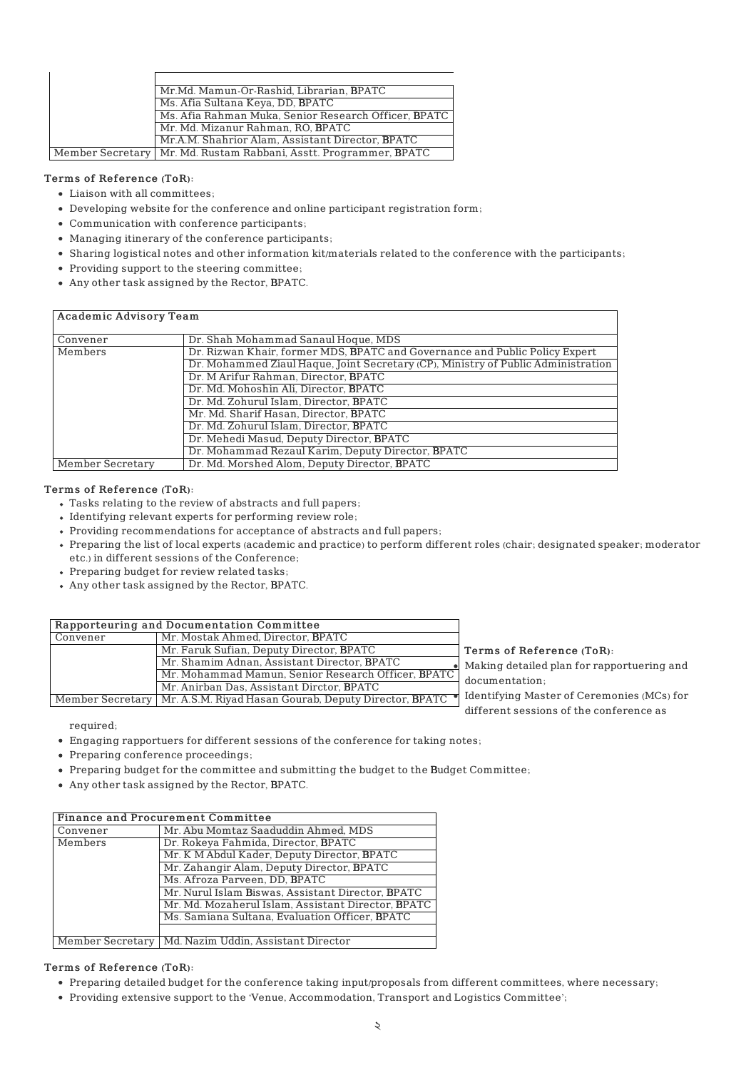| | |
|---|---|
| | |
| | Mr.Md. Mamun-Or-Rashid, Librarian, BPATC |
| | Ms. Afia Sultana Keya, DD, BPATC |
| | Ms. Afia Rahman Muka, Senior Research Officer, BPATC |
| | Mr. Md. Mizanur Rahman, RO, BPATC |
| | Mr.A.M. Shahrior Alam, Assistant Director, BPATC |
| Member Secretary | Mr. Md. Rustam Rabbani, Asstt. Programmer, BPATC |

**Terms of Reference (ToR):**

- Liaison with all committees;
- Developing website for the conference and online participant registration form;
- Communication with conference participants;
- Managing itinerary of the conference participants;
- Sharing logistical notes and other information kit/materials related to the conference with the participants;
- Providing support to the steering committee;
- Any other task assigned by the Rector, BPATC.

| Academic Advisory Team | |
|---|---|
| Convener | Dr. Shah Mohammad Sanaul Hoque, MDS |
| Members | Dr. Rizwan Khair, former MDS, BPATC and Governance and Public Policy Expert |
| | Dr. Mohammed Ziaul Haque, Joint Secretary (CP), Ministry of Public Administration |
| | Dr. M Arifur Rahman, Director, BPATC |
| | Dr. Md. Mohoshin Ali, Director, BPATC |
| | Dr. Md. Zohurul Islam, Director, BPATC |
| | Mr. Md. Sharif Hasan, Director, BPATC |
| | Dr. Md. Zohurul Islam, Director, BPATC |
| | Dr. Mehedi Masud, Deputy Director, BPATC |
| | Dr. Mohammad Rezaul Karim, Deputy Director, BPATC |
| Member Secretary | Dr. Md. Morshed Alom, Deputy Director, BPATC |

**Terms of Reference (ToR):**

- Tasks relating to the review of abstracts and full papers;
- Identifying relevant experts for performing review role;
- Providing recommendations for acceptance of abstracts and full papers;
- Preparing the list of local experts (academic and practice) to perform different roles (chair; designated speaker; moderator etc.) in different sessions of the Conference;
- Preparing budget for review related tasks;
- Any other task assigned by the Rector, BPATC.

| Rapporteuring and Documentation Committee | |
|---|---|
| Convener | Mr. Mostak Ahmed, Director, BPATC |
| | Mr. Faruk Sufian, Deputy Director, BPATC |
| | Mr. Shamim Adnan, Assistant Director, BPATC |
| | Mr. Mohammad Mamun, Senior Research Officer, BPATC |
| | Mr. Anirban Das, Assistant Dirctor, BPATC |
| Member Secretary | Mr. A.S.M. Riyad Hasan Gourab, Deputy Director, BPATC |

**Terms of Reference (ToR):**

- Making detailed plan for rapportuering and documentation;
- Identifying Master of Ceremonies (MCs) for different sessions of the conference as required;
- Engaging rapportuers for different sessions of the conference for taking notes;
- Preparing conference proceedings;
- Preparing budget for the committee and submitting the budget to the Budget Committee;
- Any other task assigned by the Rector, BPATC.

| Finance and Procurement Committee | |
|---|---|
| Convener | Mr. Abu Momtaz Saaduddin Ahmed, MDS |
| Members | Dr. Rokeya Fahmida, Director, BPATC |
| | Mr. K M Abdul Kader, Deputy Director, BPATC |
| | Mr. Zahangir Alam, Deputy Director, BPATC |
| | Ms. Afroza Parveen, DD, BPATC |
| | Mr. Nurul Islam Biswas, Assistant Director, BPATC |
| | Mr. Md. Mozaherul Islam, Assistant Director, BPATC |
| | Ms. Samiana Sultana, Evaluation Officer, BPATC |
| | |
| Member Secretary | Md. Nazim Uddin, Assistant Director |

**Terms of Reference (ToR):**

- Preparing detailed budget for the conference taking input/proposals from different committees, where necessary;
- Providing extensive support to the 'Venue, Accommodation, Transport and Logistics Committee';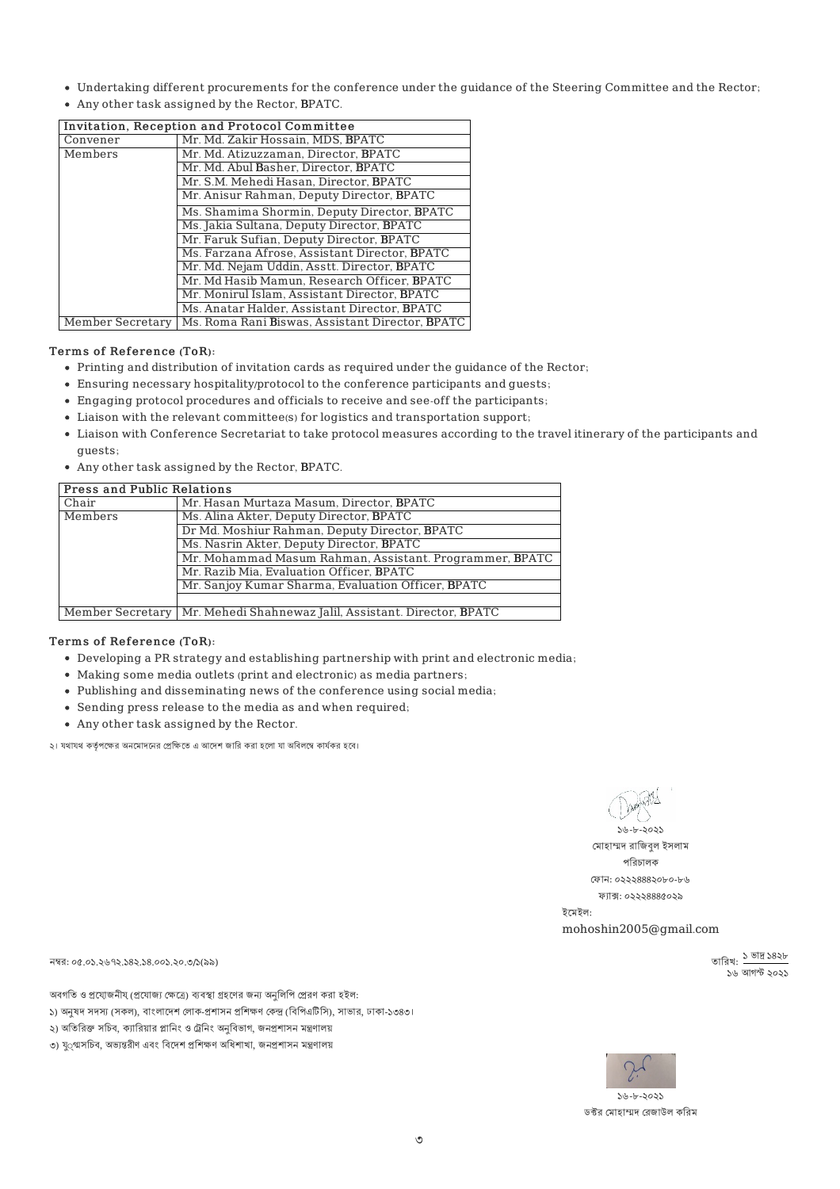- Undertaking different procurements for the conference under the guidance of the Steering Committee and the Rector;
- Any other task assigned by the Rector, BPATC.

| Invitation, Reception and Protocol Committee | |
|---|---|
| Convener | Mr. Md. Zakir Hossain, MDS, BPATC |
| Members | Mr. Md. Atizuzzaman, Director, BPATC |
| | Mr. Md. Abul Basher, Director, BPATC |
| | Mr. S.M. Mehedi Hasan, Director, BPATC |
| | Mr. Anisur Rahman, Deputy Director, BPATC |
| | Ms. Shamima Shormin, Deputy Director, BPATC |
| | Ms. Jakia Sultana, Deputy Director, BPATC |
| | Mr. Faruk Sufian, Deputy Director, BPATC |
| | Ms. Farzana Afrose, Assistant Director, BPATC |
| | Mr. Md. Nejam Uddin, Asstt. Director, BPATC |
| | Mr. Md Hasib Mamun, Research Officer, BPATC |
| | Mr. Monirul Islam, Assistant Director, BPATC |
| | Ms. Anatar Halder, Assistant Director, BPATC |
| Member Secretary | Ms. Roma Rani Biswas, Assistant Director, BPATC |

**Terms of Reference (ToR):**

- Printing and distribution of invitation cards as required under the guidance of the Rector;
- Ensuring necessary hospitality/protocol to the conference participants and guests;
- Engaging protocol procedures and officials to receive and see-off the participants;
- Liaison with the relevant committee(s) for logistics and transportation support;
- Liaison with Conference Secretariat to take protocol measures according to the travel itinerary of the participants and guests;
- Any other task assigned by the Rector, BPATC.

| Press and Public Relations | |
|---|---|
| Chair | Mr. Hasan Murtaza Masum, Director, BPATC |
| Members | Ms. Alina Akter, Deputy Director, BPATC |
| | Dr Md. Moshiur Rahman, Deputy Director, BPATC |
| | Ms. Nasrin Akter, Deputy Director, BPATC |
| | Mr. Mohammad Masum Rahman, Assistant. Programmer, BPATC |
| | Mr. Razib Mia, Evaluation Officer, BPATC |
| | Mr. Sanjoy Kumar Sharma, Evaluation Officer, BPATC |
| | |
| Member Secretary | Mr. Mehedi Shahnewaz Jalil, Assistant. Director, BPATC |

**Terms of Reference (ToR):**

- Developing a PR strategy and establishing partnership with print and electronic media;
- Making some media outlets (print and electronic) as media partners;
- Publishing and disseminating news of the conference using social media;
- Sending press release to the media as and when required;
- Any other task assigned by the Rector.

২। যথাযথ কর্তৃপক্ষের অনুমোদনের প্রেক্ষিতে এ আদেশ জারি করা হলো যা অবিলম্বে কার্যকর হবে।

১৬-৮-২০২১
মোহাম্মদ রাজিবুল ইসলাম
পরিচালক
ফোন: ০২২২৪৪৪২০৮০-৮৬
ফ্যাক্স: ০২২২৪৪৪৫০২৯
ইমেইল:
mohoshin2005@gmail.com

নম্বর: ০৫.০১.২৬৭২.১৪২.১৪.০০১.২০.৩/১(৯৯)

তারিখ: ১ ভাদ্র ১৪২৮
১৬ আগস্ট ২০২১

অবগতি ও প্রয়োজনীয় (প্রযোজ্য ক্ষেত্রে) ব্যবস্থা গ্রহণের জন্য অনুলিপি প্রেরণ করা হইল:

১) অনুষদ সদস্য (সকল), বাংলাদেশ লোক-প্রশাসন প্রশিক্ষণ কেন্দ্র (বিপিএটিসি), সাভার, ঢাকা-১৩৪৩।
২) অতিরিক্ত সচিব, ক্যারিয়ার প্লানিং ও ট্রেনিং অনুবিভাগ, জনপ্রশাসন মন্ত্রণালয়
৩) যুগ্মসচিব, অভ্যন্তরীণ এবং বিদেশ প্রশিক্ষণ অধিশাখা, জনপ্রশাসন মন্ত্রণালয়

১৬-৮-২০২১
ডক্টর মোহাম্মদ রেজাউল করিম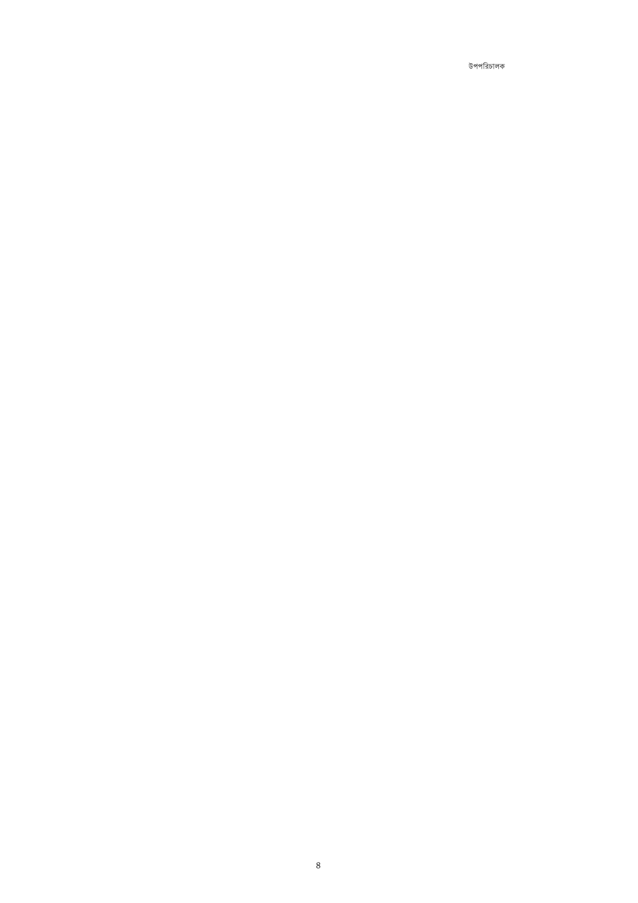উপপরিচালক